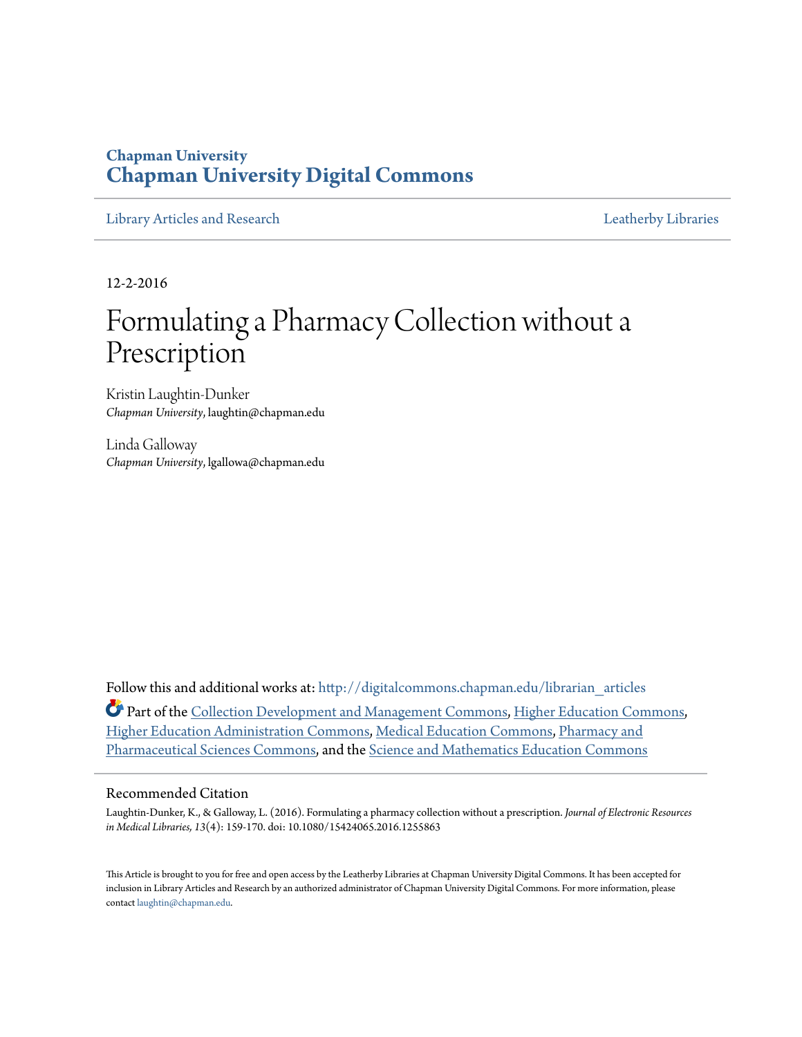# Chapman University
## Chapman University Digital Commons

Library Articles and Research | Leatherby Libraries

12-2-2016

# Formulating a Pharmacy Collection without a Prescription

Kristin Laughtin-Dunker
*Chapman University*, laughtin@chapman.edu

Linda Galloway
*Chapman University*, lgallowa@chapman.edu

Follow this and additional works at: http://digitalcommons.chapman.edu/librarian_articles

Part of the Collection Development and Management Commons, Higher Education Commons, Higher Education Administration Commons, Medical Education Commons, Pharmacy and Pharmaceutical Sciences Commons, and the Science and Mathematics Education Commons

### Recommended Citation

Laughtin-Dunker, K., & Galloway, L. (2016). Formulating a pharmacy collection without a prescription. *Journal of Electronic Resources in Medical Libraries, 13*(4): 159-170. doi: 10.1080/15424065.2016.1255863

This Article is brought to you for free and open access by the Leatherby Libraries at Chapman University Digital Commons. It has been accepted for inclusion in Library Articles and Research by an authorized administrator of Chapman University Digital Commons. For more information, please contact laughtin@chapman.edu.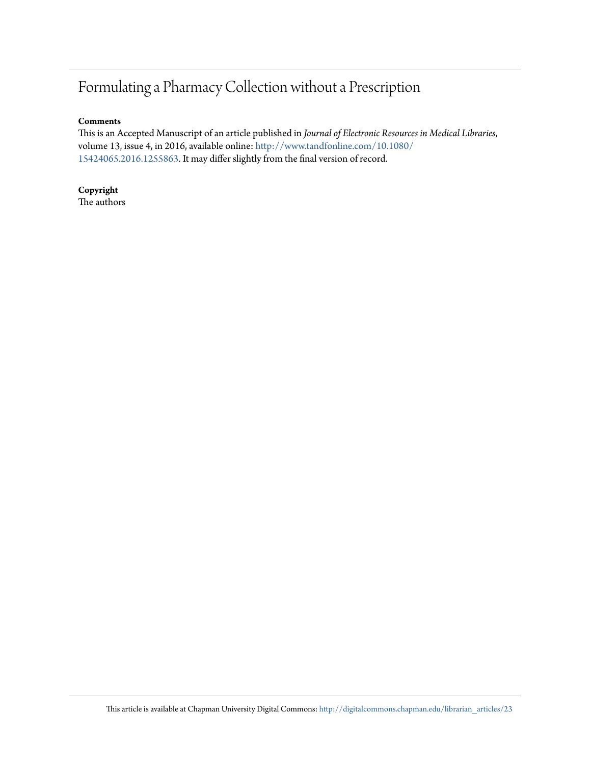# Formulating a Pharmacy Collection without a Prescription

**Comments**

This is an Accepted Manuscript of an article published in *Journal of Electronic Resources in Medical Libraries*, volume 13, issue 4, in 2016, available online: http://www.tandfonline.com/10.1080/15424065.2016.1255863. It may differ slightly from the final version of record.

**Copyright**

The authors

This article is available at Chapman University Digital Commons: http://digitalcommons.chapman.edu/librarian_articles/23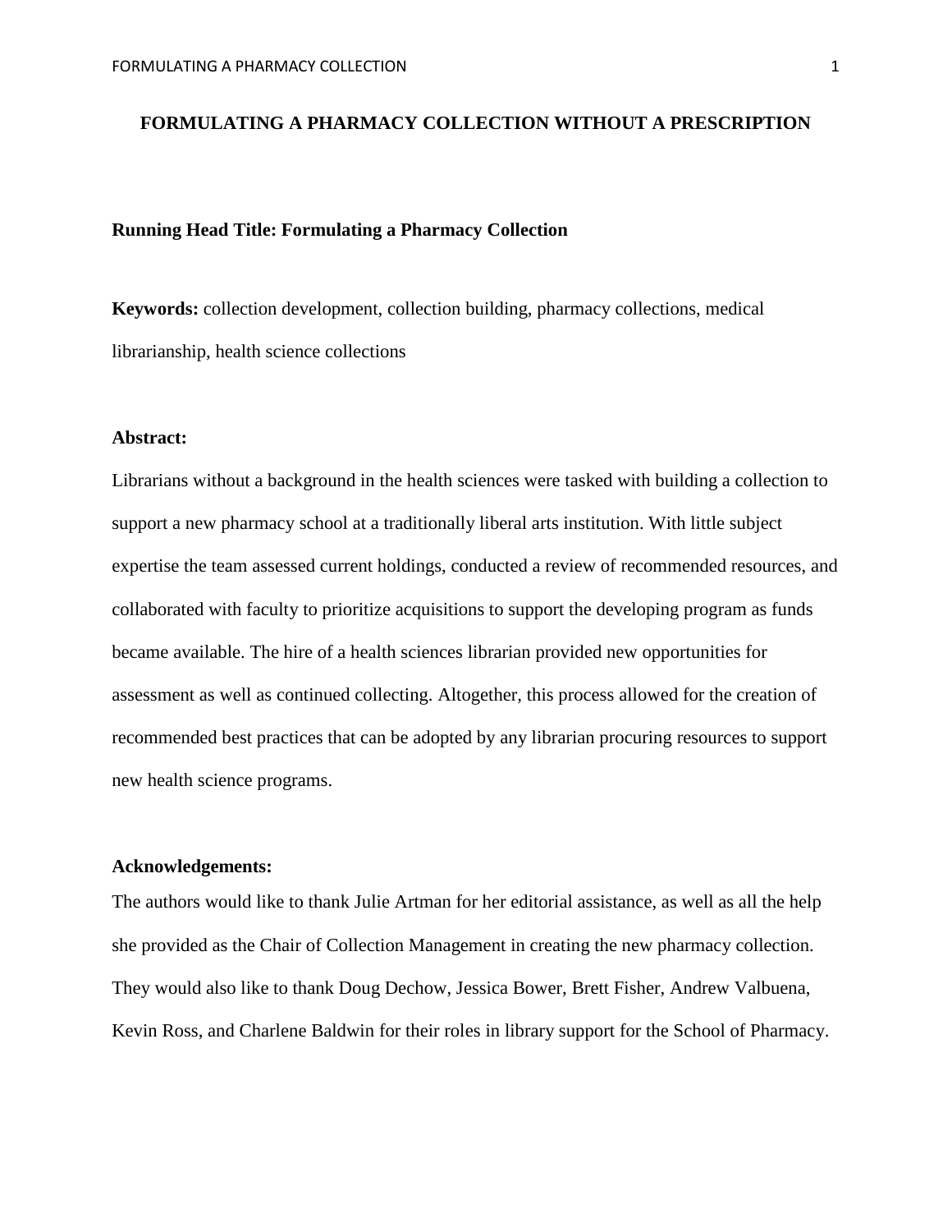# FORMULATING A PHARMACY COLLECTION WITHOUT A PRESCRIPTION

**Running Head Title: Formulating a Pharmacy Collection**

**Keywords:** collection development, collection building, pharmacy collections, medical librarianship, health science collections

**Abstract:**

Librarians without a background in the health sciences were tasked with building a collection to support a new pharmacy school at a traditionally liberal arts institution. With little subject expertise the team assessed current holdings, conducted a review of recommended resources, and collaborated with faculty to prioritize acquisitions to support the developing program as funds became available. The hire of a health sciences librarian provided new opportunities for assessment as well as continued collecting. Altogether, this process allowed for the creation of recommended best practices that can be adopted by any librarian procuring resources to support new health science programs.

**Acknowledgements:**

The authors would like to thank Julie Artman for her editorial assistance, as well as all the help she provided as the Chair of Collection Management in creating the new pharmacy collection. They would also like to thank Doug Dechow, Jessica Bower, Brett Fisher, Andrew Valbuena, Kevin Ross, and Charlene Baldwin for their roles in library support for the School of Pharmacy.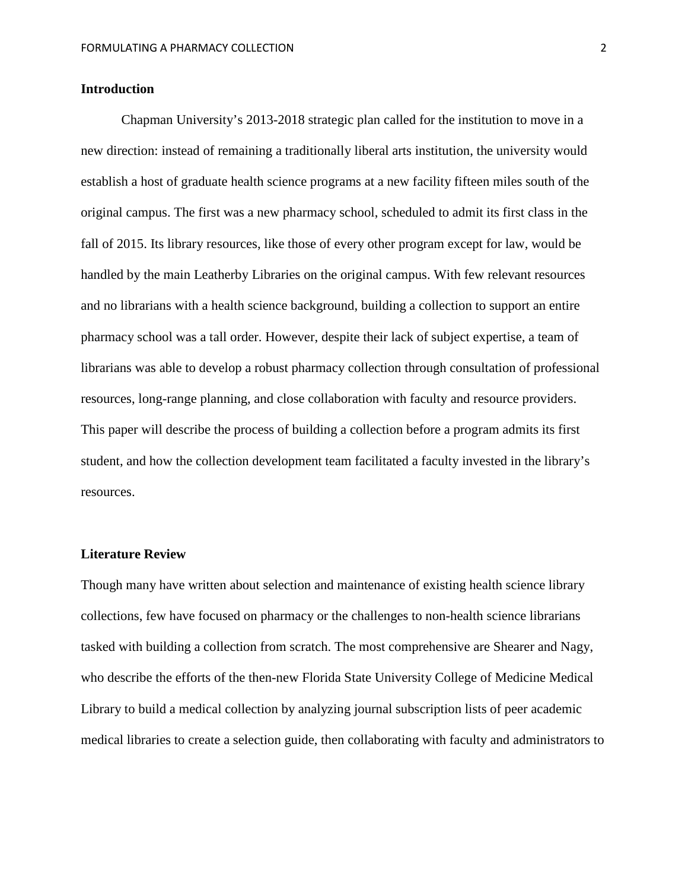## Introduction

Chapman University's 2013-2018 strategic plan called for the institution to move in a new direction: instead of remaining a traditionally liberal arts institution, the university would establish a host of graduate health science programs at a new facility fifteen miles south of the original campus. The first was a new pharmacy school, scheduled to admit its first class in the fall of 2015. Its library resources, like those of every other program except for law, would be handled by the main Leatherby Libraries on the original campus. With few relevant resources and no librarians with a health science background, building a collection to support an entire pharmacy school was a tall order. However, despite their lack of subject expertise, a team of librarians was able to develop a robust pharmacy collection through consultation of professional resources, long-range planning, and close collaboration with faculty and resource providers. This paper will describe the process of building a collection before a program admits its first student, and how the collection development team facilitated a faculty invested in the library's resources.

## Literature Review

Though many have written about selection and maintenance of existing health science library collections, few have focused on pharmacy or the challenges to non-health science librarians tasked with building a collection from scratch. The most comprehensive are Shearer and Nagy, who describe the efforts of the then-new Florida State University College of Medicine Medical Library to build a medical collection by analyzing journal subscription lists of peer academic medical libraries to create a selection guide, then collaborating with faculty and administrators to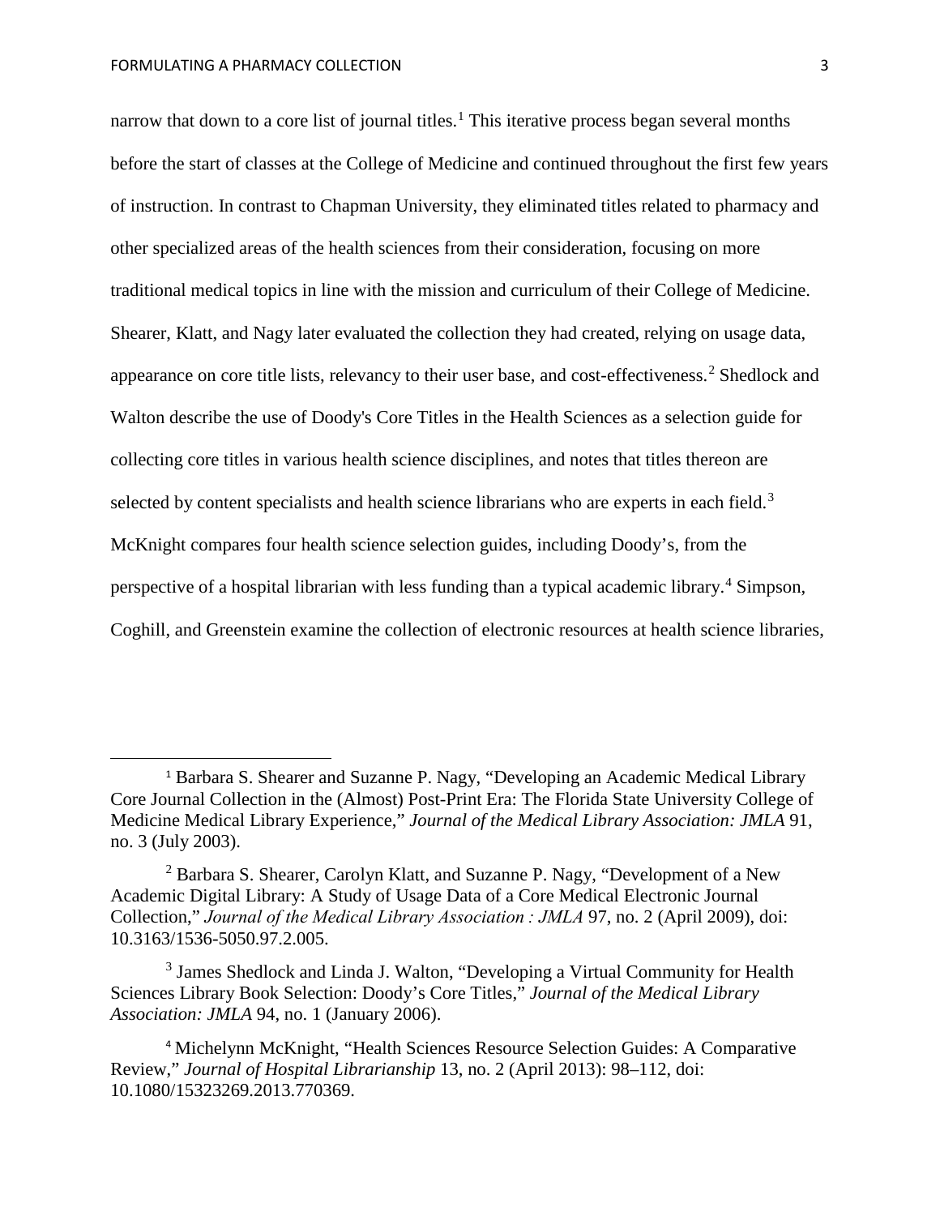narrow that down to a core list of journal titles.[1] This iterative process began several months before the start of classes at the College of Medicine and continued throughout the first few years of instruction. In contrast to Chapman University, they eliminated titles related to pharmacy and other specialized areas of the health sciences from their consideration, focusing on more traditional medical topics in line with the mission and curriculum of their College of Medicine. Shearer, Klatt, and Nagy later evaluated the collection they had created, relying on usage data, appearance on core title lists, relevancy to their user base, and cost-effectiveness.[2] Shedlock and Walton describe the use of Doody's Core Titles in the Health Sciences as a selection guide for collecting core titles in various health science disciplines, and notes that titles thereon are selected by content specialists and health science librarians who are experts in each field.[3] McKnight compares four health science selection guides, including Doody's, from the perspective of a hospital librarian with less funding than a typical academic library.[4] Simpson, Coghill, and Greenstein examine the collection of electronic resources at health science libraries,

---

[1] Barbara S. Shearer and Suzanne P. Nagy, "Developing an Academic Medical Library Core Journal Collection in the (Almost) Post-Print Era: The Florida State University College of Medicine Medical Library Experience," *Journal of the Medical Library Association: JMLA* 91, no. 3 (July 2003).

[2] Barbara S. Shearer, Carolyn Klatt, and Suzanne P. Nagy, "Development of a New Academic Digital Library: A Study of Usage Data of a Core Medical Electronic Journal Collection," *Journal of the Medical Library Association : JMLA* 97, no. 2 (April 2009), doi: 10.3163/1536-5050.97.2.005.

[3] James Shedlock and Linda J. Walton, "Developing a Virtual Community for Health Sciences Library Book Selection: Doody's Core Titles," *Journal of the Medical Library Association: JMLA* 94, no. 1 (January 2006).

[4] Michelynn McKnight, "Health Sciences Resource Selection Guides: A Comparative Review," *Journal of Hospital Librarianship* 13, no. 2 (April 2013): 98–112, doi: 10.1080/15323269.2013.770369.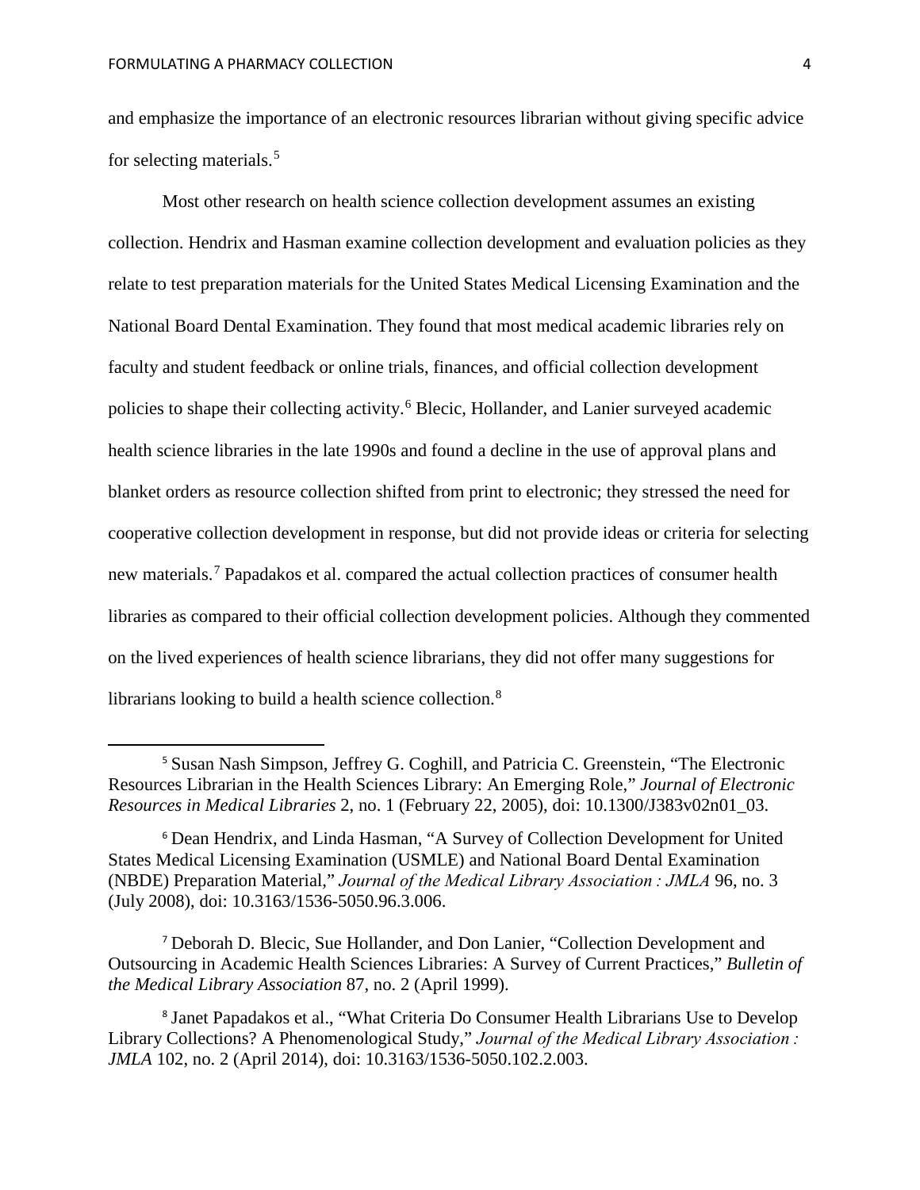and emphasize the importance of an electronic resources librarian without giving specific advice for selecting materials.[5]

Most other research on health science collection development assumes an existing collection. Hendrix and Hasman examine collection development and evaluation policies as they relate to test preparation materials for the United States Medical Licensing Examination and the National Board Dental Examination. They found that most medical academic libraries rely on faculty and student feedback or online trials, finances, and official collection development policies to shape their collecting activity.[6] Blecic, Hollander, and Lanier surveyed academic health science libraries in the late 1990s and found a decline in the use of approval plans and blanket orders as resource collection shifted from print to electronic; they stressed the need for cooperative collection development in response, but did not provide ideas or criteria for selecting new materials.[7] Papadakos et al. compared the actual collection practices of consumer health libraries as compared to their official collection development policies. Although they commented on the lived experiences of health science librarians, they did not offer many suggestions for librarians looking to build a health science collection.[8]

---

[5] Susan Nash Simpson, Jeffrey G. Coghill, and Patricia C. Greenstein, "The Electronic Resources Librarian in the Health Sciences Library: An Emerging Role," *Journal of Electronic Resources in Medical Libraries* 2, no. 1 (February 22, 2005), doi: 10.1300/J383v02n01_03.

[6] Dean Hendrix, and Linda Hasman, "A Survey of Collection Development for United States Medical Licensing Examination (USMLE) and National Board Dental Examination (NBDE) Preparation Material," *Journal of the Medical Library Association : JMLA* 96, no. 3 (July 2008), doi: 10.3163/1536-5050.96.3.006.

[7] Deborah D. Blecic, Sue Hollander, and Don Lanier, "Collection Development and Outsourcing in Academic Health Sciences Libraries: A Survey of Current Practices," *Bulletin of the Medical Library Association* 87, no. 2 (April 1999).

[8] Janet Papadakos et al., "What Criteria Do Consumer Health Librarians Use to Develop Library Collections? A Phenomenological Study," *Journal of the Medical Library Association : JMLA* 102, no. 2 (April 2014), doi: 10.3163/1536-5050.102.2.003.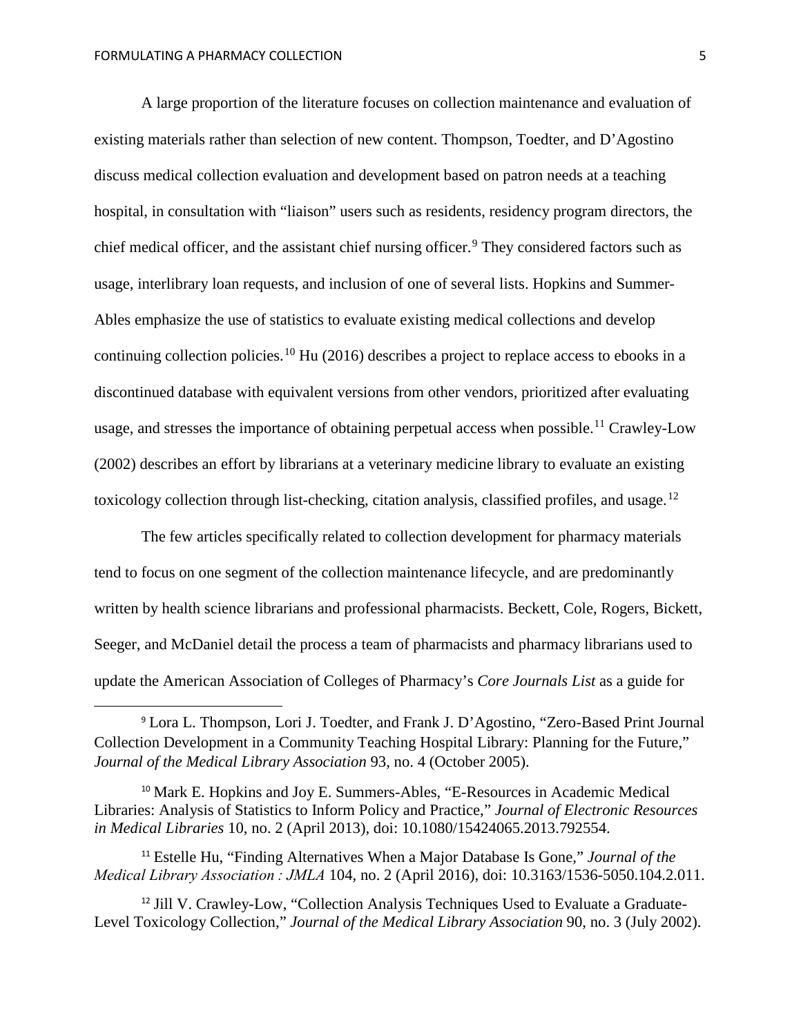A large proportion of the literature focuses on collection maintenance and evaluation of existing materials rather than selection of new content. Thompson, Toedter, and D'Agostino discuss medical collection evaluation and development based on patron needs at a teaching hospital, in consultation with "liaison" users such as residents, residency program directors, the chief medical officer, and the assistant chief nursing officer.[9] They considered factors such as usage, interlibrary loan requests, and inclusion of one of several lists. Hopkins and Summer-Ables emphasize the use of statistics to evaluate existing medical collections and develop continuing collection policies.[10] Hu (2016) describes a project to replace access to ebooks in a discontinued database with equivalent versions from other vendors, prioritized after evaluating usage, and stresses the importance of obtaining perpetual access when possible.[11] Crawley-Low (2002) describes an effort by librarians at a veterinary medicine library to evaluate an existing toxicology collection through list-checking, citation analysis, classified profiles, and usage.[12]

The few articles specifically related to collection development for pharmacy materials tend to focus on one segment of the collection maintenance lifecycle, and are predominantly written by health science librarians and professional pharmacists. Beckett, Cole, Rogers, Bickett, Seeger, and McDaniel detail the process a team of pharmacists and pharmacy librarians used to update the American Association of Colleges of Pharmacy's *Core Journals List* as a guide for

---

[9] Lora L. Thompson, Lori J. Toedter, and Frank J. D'Agostino, "Zero-Based Print Journal Collection Development in a Community Teaching Hospital Library: Planning for the Future," *Journal of the Medical Library Association* 93, no. 4 (October 2005).

[10] Mark E. Hopkins and Joy E. Summers-Ables, "E-Resources in Academic Medical Libraries: Analysis of Statistics to Inform Policy and Practice," *Journal of Electronic Resources in Medical Libraries* 10, no. 2 (April 2013), doi: 10.1080/15424065.2013.792554.

[11] Estelle Hu, "Finding Alternatives When a Major Database Is Gone," *Journal of the Medical Library Association : JMLA* 104, no. 2 (April 2016), doi: 10.3163/1536-5050.104.2.011.

[12] Jill V. Crawley-Low, "Collection Analysis Techniques Used to Evaluate a Graduate-Level Toxicology Collection," *Journal of the Medical Library Association* 90, no. 3 (July 2002).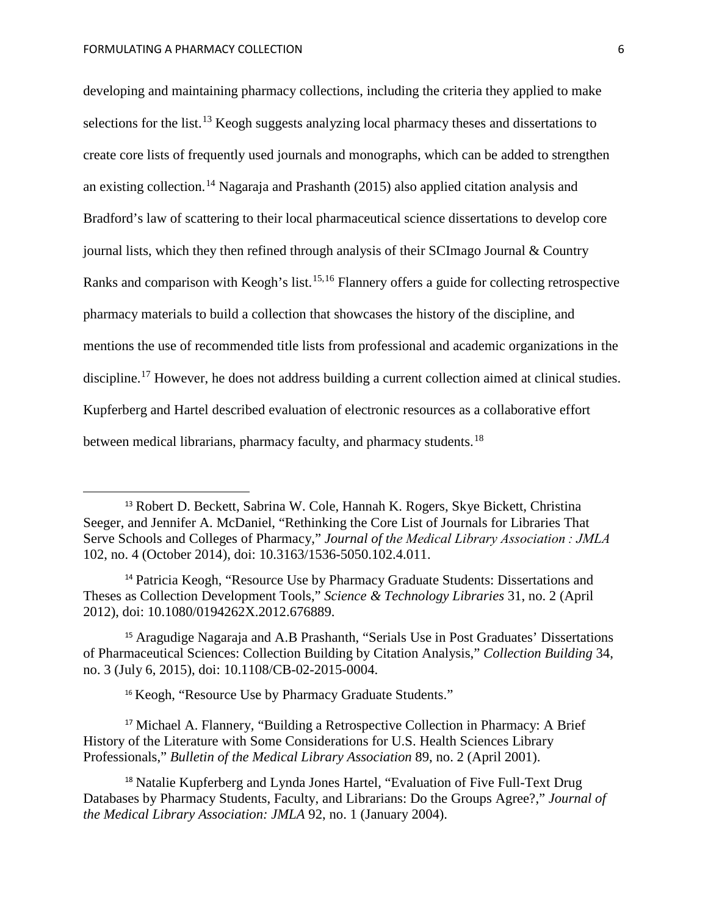developing and maintaining pharmacy collections, including the criteria they applied to make selections for the list.[13] Keogh suggests analyzing local pharmacy theses and dissertations to create core lists of frequently used journals and monographs, which can be added to strengthen an existing collection.[14] Nagaraja and Prashanth (2015) also applied citation analysis and Bradford's law of scattering to their local pharmaceutical science dissertations to develop core journal lists, which they then refined through analysis of their SCImago Journal & Country Ranks and comparison with Keogh's list.[15,16] Flannery offers a guide for collecting retrospective pharmacy materials to build a collection that showcases the history of the discipline, and mentions the use of recommended title lists from professional and academic organizations in the discipline.[17] However, he does not address building a current collection aimed at clinical studies. Kupferberg and Hartel described evaluation of electronic resources as a collaborative effort between medical librarians, pharmacy faculty, and pharmacy students.[18]

---

[13] Robert D. Beckett, Sabrina W. Cole, Hannah K. Rogers, Skye Bickett, Christina Seeger, and Jennifer A. McDaniel, "Rethinking the Core List of Journals for Libraries That Serve Schools and Colleges of Pharmacy," *Journal of the Medical Library Association : JMLA* 102, no. 4 (October 2014), doi: 10.3163/1536-5050.102.4.011.

[14] Patricia Keogh, "Resource Use by Pharmacy Graduate Students: Dissertations and Theses as Collection Development Tools," *Science & Technology Libraries* 31, no. 2 (April 2012), doi: 10.1080/0194262X.2012.676889.

[15] Aragudige Nagaraja and A.B Prashanth, "Serials Use in Post Graduates' Dissertations of Pharmaceutical Sciences: Collection Building by Citation Analysis," *Collection Building* 34, no. 3 (July 6, 2015), doi: 10.1108/CB-02-2015-0004.

[16] Keogh, "Resource Use by Pharmacy Graduate Students."

[17] Michael A. Flannery, "Building a Retrospective Collection in Pharmacy: A Brief History of the Literature with Some Considerations for U.S. Health Sciences Library Professionals," *Bulletin of the Medical Library Association* 89, no. 2 (April 2001).

[18] Natalie Kupferberg and Lynda Jones Hartel, "Evaluation of Five Full-Text Drug Databases by Pharmacy Students, Faculty, and Librarians: Do the Groups Agree?," *Journal of the Medical Library Association: JMLA* 92, no. 1 (January 2004).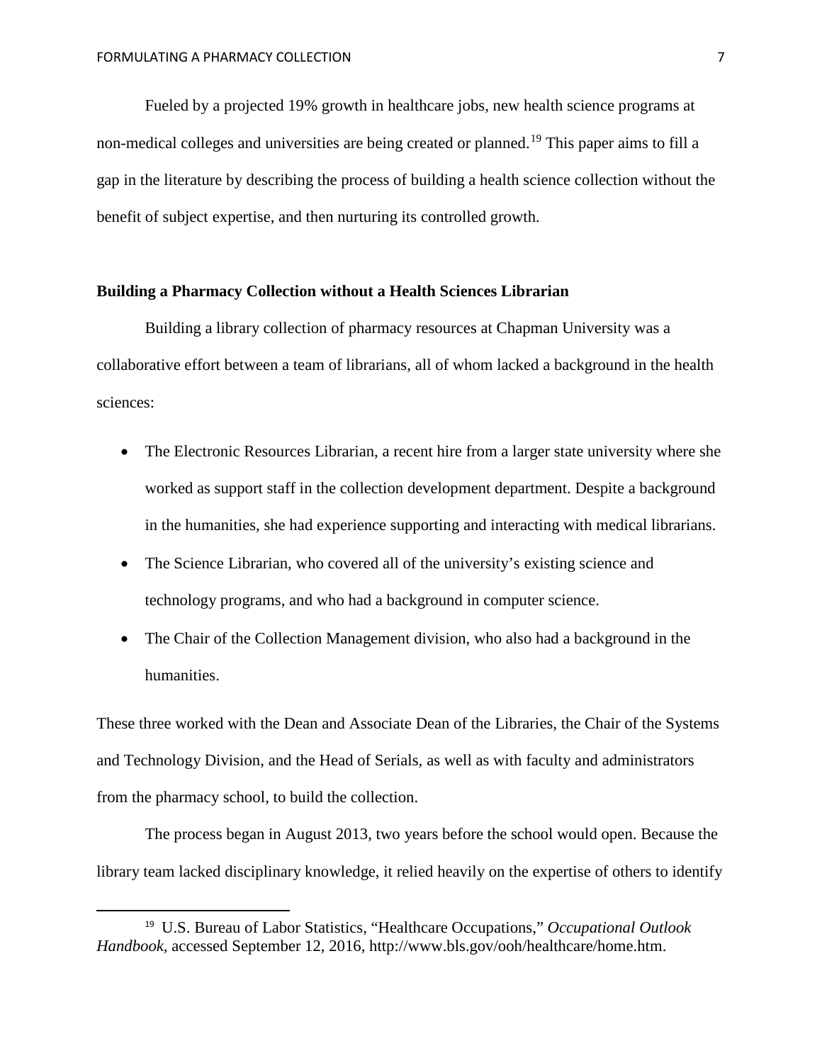Fueled by a projected 19% growth in healthcare jobs, new health science programs at non-medical colleges and universities are being created or planned.[19] This paper aims to fill a gap in the literature by describing the process of building a health science collection without the benefit of subject expertise, and then nurturing its controlled growth.

**Building a Pharmacy Collection without a Health Sciences Librarian**

Building a library collection of pharmacy resources at Chapman University was a collaborative effort between a team of librarians, all of whom lacked a background in the health sciences:

- The Electronic Resources Librarian, a recent hire from a larger state university where she worked as support staff in the collection development department. Despite a background in the humanities, she had experience supporting and interacting with medical librarians.
- The Science Librarian, who covered all of the university's existing science and technology programs, and who had a background in computer science.
- The Chair of the Collection Management division, who also had a background in the humanities.

These three worked with the Dean and Associate Dean of the Libraries, the Chair of the Systems and Technology Division, and the Head of Serials, as well as with faculty and administrators from the pharmacy school, to build the collection.

The process began in August 2013, two years before the school would open. Because the library team lacked disciplinary knowledge, it relied heavily on the expertise of others to identify

[19] U.S. Bureau of Labor Statistics, "Healthcare Occupations," *Occupational Outlook Handbook*, accessed September 12, 2016, http://www.bls.gov/ooh/healthcare/home.htm.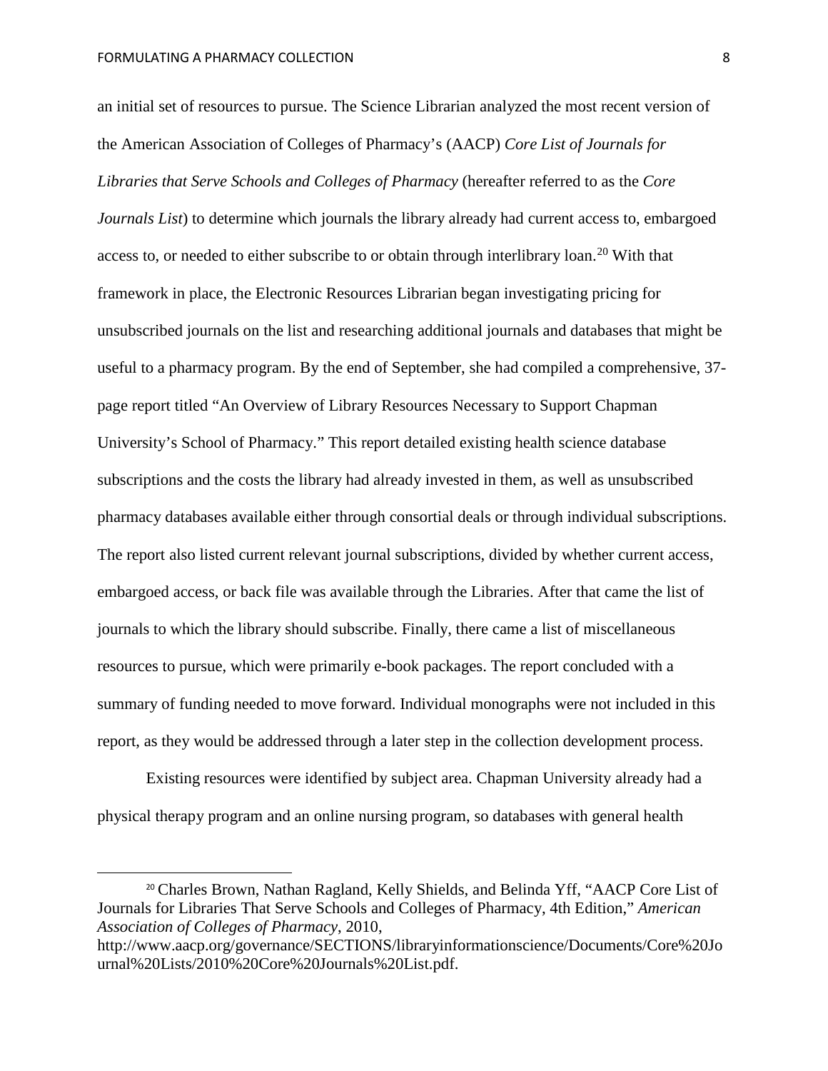an initial set of resources to pursue. The Science Librarian analyzed the most recent version of the American Association of Colleges of Pharmacy's (AACP) *Core List of Journals for Libraries that Serve Schools and Colleges of Pharmacy* (hereafter referred to as the *Core Journals List*) to determine which journals the library already had current access to, embargoed access to, or needed to either subscribe to or obtain through interlibrary loan.[20] With that framework in place, the Electronic Resources Librarian began investigating pricing for unsubscribed journals on the list and researching additional journals and databases that might be useful to a pharmacy program. By the end of September, she had compiled a comprehensive, 37-page report titled "An Overview of Library Resources Necessary to Support Chapman University's School of Pharmacy." This report detailed existing health science database subscriptions and the costs the library had already invested in them, as well as unsubscribed pharmacy databases available either through consortial deals or through individual subscriptions. The report also listed current relevant journal subscriptions, divided by whether current access, embargoed access, or back file was available through the Libraries. After that came the list of journals to which the library should subscribe. Finally, there came a list of miscellaneous resources to pursue, which were primarily e-book packages. The report concluded with a summary of funding needed to move forward. Individual monographs were not included in this report, as they would be addressed through a later step in the collection development process.

Existing resources were identified by subject area. Chapman University already had a physical therapy program and an online nursing program, so databases with general health

---

[20] Charles Brown, Nathan Ragland, Kelly Shields, and Belinda Yff, "AACP Core List of Journals for Libraries That Serve Schools and Colleges of Pharmacy, 4th Edition," *American Association of Colleges of Pharmacy*, 2010, http://www.aacp.org/governance/SECTIONS/libraryinformationscience/Documents/Core%20Journal%20Lists/2010%20Core%20Journals%20List.pdf.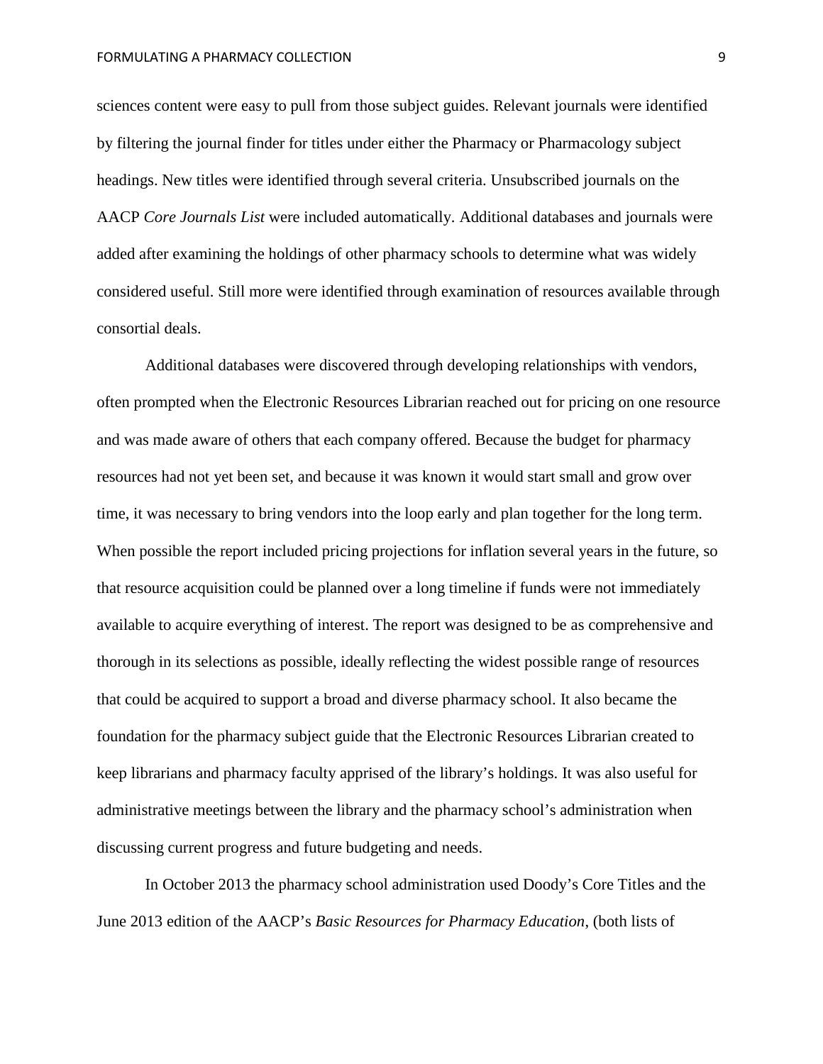sciences content were easy to pull from those subject guides. Relevant journals were identified by filtering the journal finder for titles under either the Pharmacy or Pharmacology subject headings. New titles were identified through several criteria. Unsubscribed journals on the AACP *Core Journals List* were included automatically. Additional databases and journals were added after examining the holdings of other pharmacy schools to determine what was widely considered useful. Still more were identified through examination of resources available through consortial deals.

Additional databases were discovered through developing relationships with vendors, often prompted when the Electronic Resources Librarian reached out for pricing on one resource and was made aware of others that each company offered. Because the budget for pharmacy resources had not yet been set, and because it was known it would start small and grow over time, it was necessary to bring vendors into the loop early and plan together for the long term. When possible the report included pricing projections for inflation several years in the future, so that resource acquisition could be planned over a long timeline if funds were not immediately available to acquire everything of interest. The report was designed to be as comprehensive and thorough in its selections as possible, ideally reflecting the widest possible range of resources that could be acquired to support a broad and diverse pharmacy school. It also became the foundation for the pharmacy subject guide that the Electronic Resources Librarian created to keep librarians and pharmacy faculty apprised of the library's holdings. It was also useful for administrative meetings between the library and the pharmacy school's administration when discussing current progress and future budgeting and needs.

In October 2013 the pharmacy school administration used Doody's Core Titles and the June 2013 edition of the AACP's *Basic Resources for Pharmacy Education*, (both lists of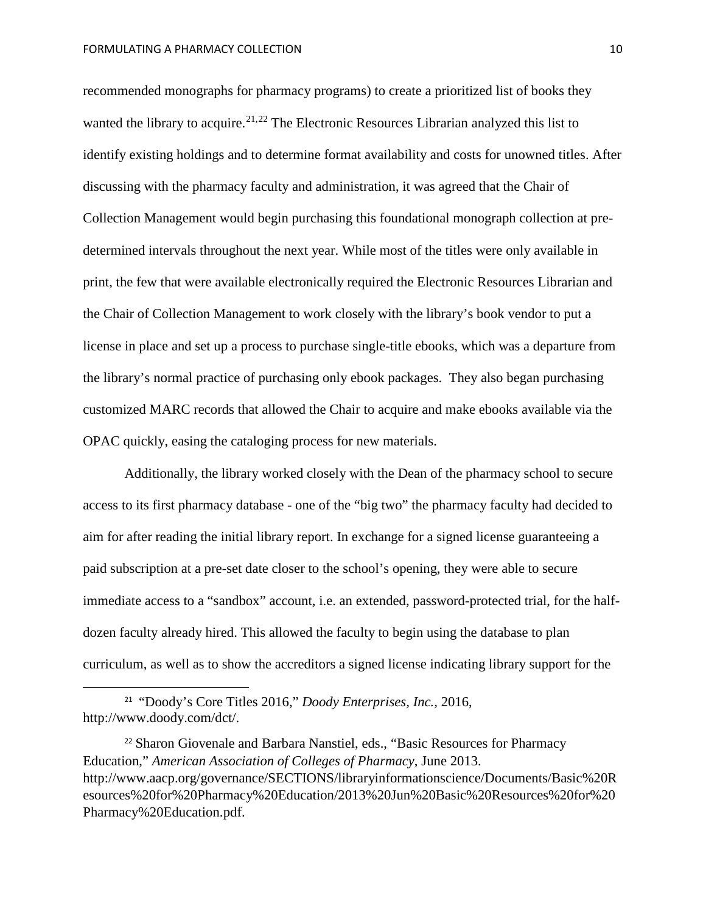recommended monographs for pharmacy programs) to create a prioritized list of books they wanted the library to acquire.[21,22] The Electronic Resources Librarian analyzed this list to identify existing holdings and to determine format availability and costs for unowned titles. After discussing with the pharmacy faculty and administration, it was agreed that the Chair of Collection Management would begin purchasing this foundational monograph collection at pre-determined intervals throughout the next year. While most of the titles were only available in print, the few that were available electronically required the Electronic Resources Librarian and the Chair of Collection Management to work closely with the library's book vendor to put a license in place and set up a process to purchase single-title ebooks, which was a departure from the library's normal practice of purchasing only ebook packages. They also began purchasing customized MARC records that allowed the Chair to acquire and make ebooks available via the OPAC quickly, easing the cataloging process for new materials.

Additionally, the library worked closely with the Dean of the pharmacy school to secure access to its first pharmacy database - one of the "big two" the pharmacy faculty had decided to aim for after reading the initial library report. In exchange for a signed license guaranteeing a paid subscription at a pre-set date closer to the school's opening, they were able to secure immediate access to a "sandbox" account, i.e. an extended, password-protected trial, for the half-dozen faculty already hired. This allowed the faculty to begin using the database to plan curriculum, as well as to show the accreditors a signed license indicating library support for the

---

[21] "Doody's Core Titles 2016," *Doody Enterprises, Inc.*, 2016, http://www.doody.com/dct/.

[22] Sharon Giovenale and Barbara Nanstiel, eds., "Basic Resources for Pharmacy Education," *American Association of Colleges of Pharmacy*, June 2013. http://www.aacp.org/governance/SECTIONS/libraryinformationscience/Documents/Basic%20Resources%20for%20Pharmacy%20Education/2013%20Jun%20Basic%20Resources%20for%20Pharmacy%20Education.pdf.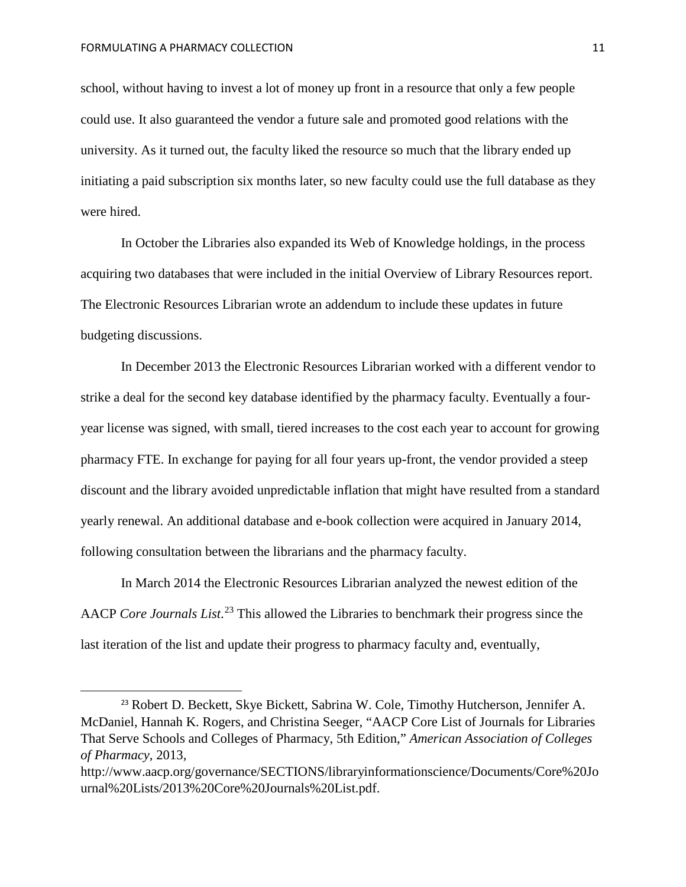school, without having to invest a lot of money up front in a resource that only a few people could use. It also guaranteed the vendor a future sale and promoted good relations with the university. As it turned out, the faculty liked the resource so much that the library ended up initiating a paid subscription six months later, so new faculty could use the full database as they were hired.

In October the Libraries also expanded its Web of Knowledge holdings, in the process acquiring two databases that were included in the initial Overview of Library Resources report. The Electronic Resources Librarian wrote an addendum to include these updates in future budgeting discussions.

In December 2013 the Electronic Resources Librarian worked with a different vendor to strike a deal for the second key database identified by the pharmacy faculty. Eventually a four-year license was signed, with small, tiered increases to the cost each year to account for growing pharmacy FTE. In exchange for paying for all four years up-front, the vendor provided a steep discount and the library avoided unpredictable inflation that might have resulted from a standard yearly renewal. An additional database and e-book collection were acquired in January 2014, following consultation between the librarians and the pharmacy faculty.

In March 2014 the Electronic Resources Librarian analyzed the newest edition of the AACP *Core Journals List*.[23] This allowed the Libraries to benchmark their progress since the last iteration of the list and update their progress to pharmacy faculty and, eventually,

---

[23] Robert D. Beckett, Skye Bickett, Sabrina W. Cole, Timothy Hutcherson, Jennifer A. McDaniel, Hannah K. Rogers, and Christina Seeger, "AACP Core List of Journals for Libraries That Serve Schools and Colleges of Pharmacy, 5th Edition," *American Association of Colleges of Pharmacy*, 2013, http://www.aacp.org/governance/SECTIONS/libraryinformationscience/Documents/Core%20Journal%20Lists/2013%20Core%20Journals%20List.pdf.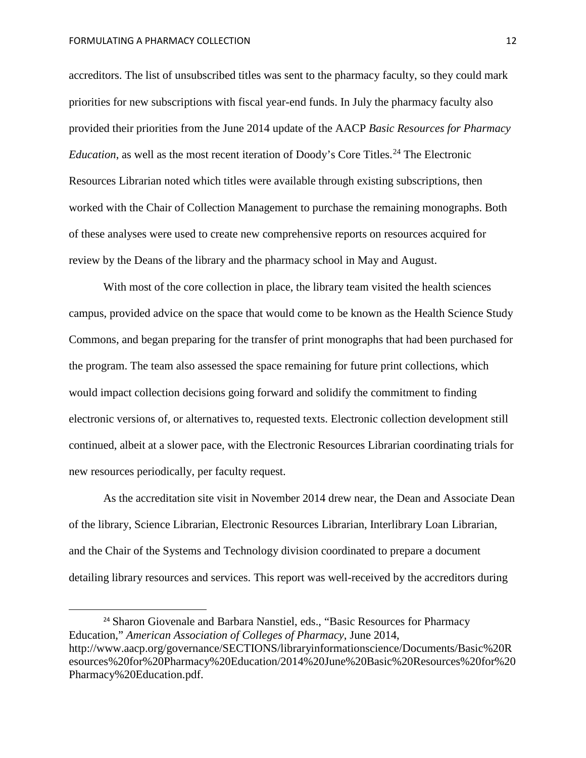accreditors. The list of unsubscribed titles was sent to the pharmacy faculty, so they could mark priorities for new subscriptions with fiscal year-end funds. In July the pharmacy faculty also provided their priorities from the June 2014 update of the AACP *Basic Resources for Pharmacy Education*, as well as the most recent iteration of Doody's Core Titles.[24] The Electronic Resources Librarian noted which titles were available through existing subscriptions, then worked with the Chair of Collection Management to purchase the remaining monographs. Both of these analyses were used to create new comprehensive reports on resources acquired for review by the Deans of the library and the pharmacy school in May and August.

With most of the core collection in place, the library team visited the health sciences campus, provided advice on the space that would come to be known as the Health Science Study Commons, and began preparing for the transfer of print monographs that had been purchased for the program. The team also assessed the space remaining for future print collections, which would impact collection decisions going forward and solidify the commitment to finding electronic versions of, or alternatives to, requested texts. Electronic collection development still continued, albeit at a slower pace, with the Electronic Resources Librarian coordinating trials for new resources periodically, per faculty request.

As the accreditation site visit in November 2014 drew near, the Dean and Associate Dean of the library, Science Librarian, Electronic Resources Librarian, Interlibrary Loan Librarian, and the Chair of the Systems and Technology division coordinated to prepare a document detailing library resources and services. This report was well-received by the accreditors during

---

[24] Sharon Giovenale and Barbara Nanstiel, eds., "Basic Resources for Pharmacy Education," *American Association of Colleges of Pharmacy*, June 2014, http://www.aacp.org/governance/SECTIONS/libraryinformationscience/Documents/Basic%20Resources%20for%20Pharmacy%20Education/2014%20June%20Basic%20Resources%20for%20Pharmacy%20Education.pdf.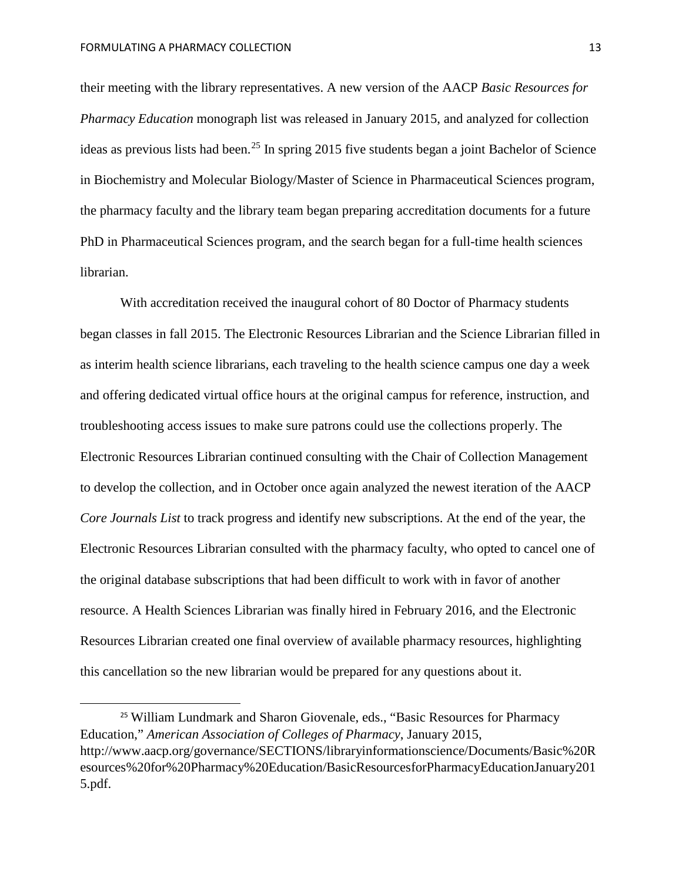their meeting with the library representatives. A new version of the AACP *Basic Resources for Pharmacy Education* monograph list was released in January 2015, and analyzed for collection ideas as previous lists had been.[25] In spring 2015 five students began a joint Bachelor of Science in Biochemistry and Molecular Biology/Master of Science in Pharmaceutical Sciences program, the pharmacy faculty and the library team began preparing accreditation documents for a future PhD in Pharmaceutical Sciences program, and the search began for a full-time health sciences librarian.

With accreditation received the inaugural cohort of 80 Doctor of Pharmacy students began classes in fall 2015. The Electronic Resources Librarian and the Science Librarian filled in as interim health science librarians, each traveling to the health science campus one day a week and offering dedicated virtual office hours at the original campus for reference, instruction, and troubleshooting access issues to make sure patrons could use the collections properly. The Electronic Resources Librarian continued consulting with the Chair of Collection Management to develop the collection, and in October once again analyzed the newest iteration of the AACP *Core Journals List* to track progress and identify new subscriptions. At the end of the year, the Electronic Resources Librarian consulted with the pharmacy faculty, who opted to cancel one of the original database subscriptions that had been difficult to work with in favor of another resource. A Health Sciences Librarian was finally hired in February 2016, and the Electronic Resources Librarian created one final overview of available pharmacy resources, highlighting this cancellation so the new librarian would be prepared for any questions about it.

[25] William Lundmark and Sharon Giovenale, eds., "Basic Resources for Pharmacy Education," *American Association of Colleges of Pharmacy*, January 2015, http://www.aacp.org/governance/SECTIONS/libraryinformationscience/Documents/Basic%20Resources%20for%20Pharmacy%20Education/BasicResourcesforPharmacyEducationJanuary2015.pdf.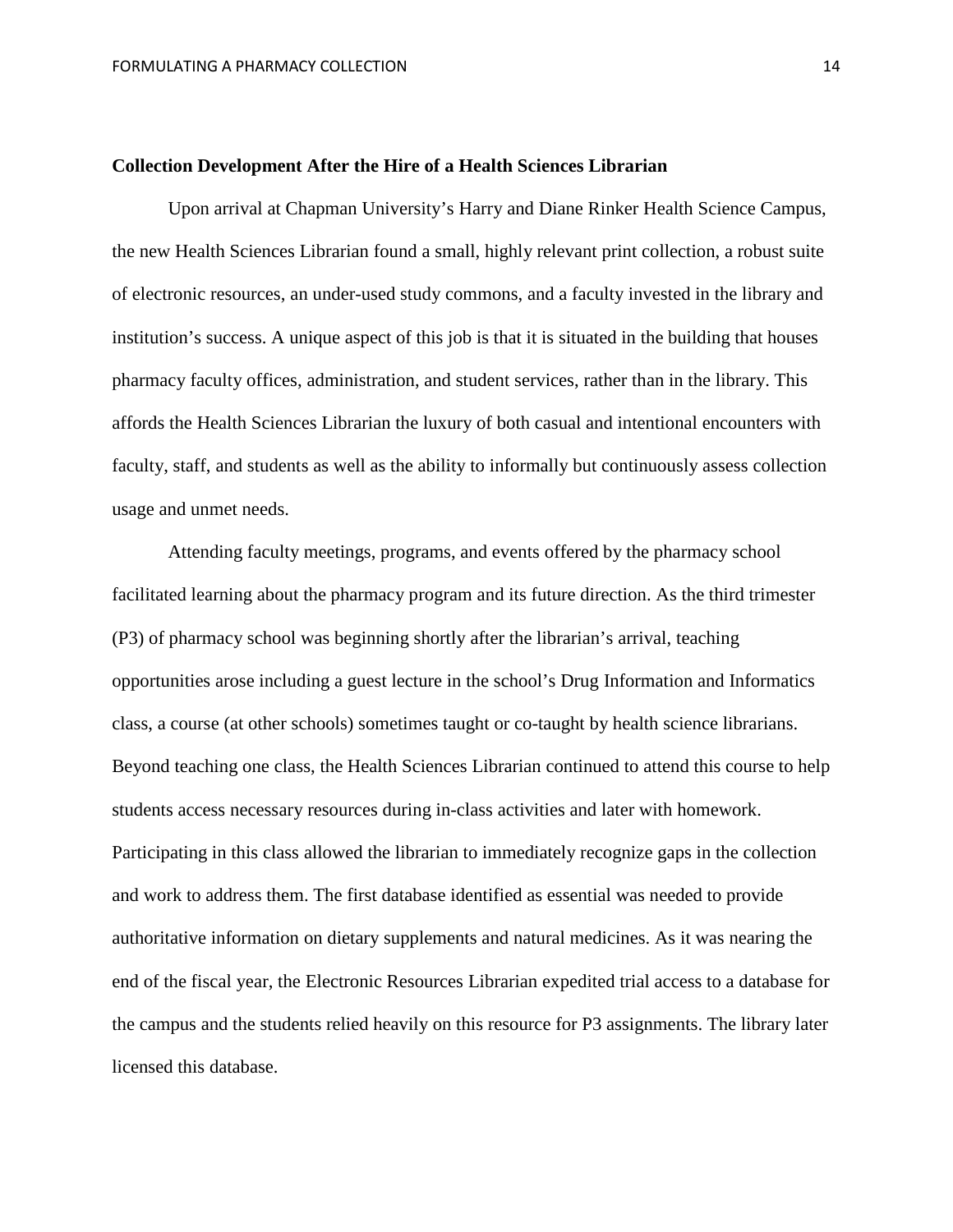**Collection Development After the Hire of a Health Sciences Librarian**

Upon arrival at Chapman University's Harry and Diane Rinker Health Science Campus, the new Health Sciences Librarian found a small, highly relevant print collection, a robust suite of electronic resources, an under-used study commons, and a faculty invested in the library and institution's success. A unique aspect of this job is that it is situated in the building that houses pharmacy faculty offices, administration, and student services, rather than in the library. This affords the Health Sciences Librarian the luxury of both casual and intentional encounters with faculty, staff, and students as well as the ability to informally but continuously assess collection usage and unmet needs.

Attending faculty meetings, programs, and events offered by the pharmacy school facilitated learning about the pharmacy program and its future direction. As the third trimester (P3) of pharmacy school was beginning shortly after the librarian's arrival, teaching opportunities arose including a guest lecture in the school's Drug Information and Informatics class, a course (at other schools) sometimes taught or co-taught by health science librarians. Beyond teaching one class, the Health Sciences Librarian continued to attend this course to help students access necessary resources during in-class activities and later with homework. Participating in this class allowed the librarian to immediately recognize gaps in the collection and work to address them. The first database identified as essential was needed to provide authoritative information on dietary supplements and natural medicines. As it was nearing the end of the fiscal year, the Electronic Resources Librarian expedited trial access to a database for the campus and the students relied heavily on this resource for P3 assignments. The library later licensed this database.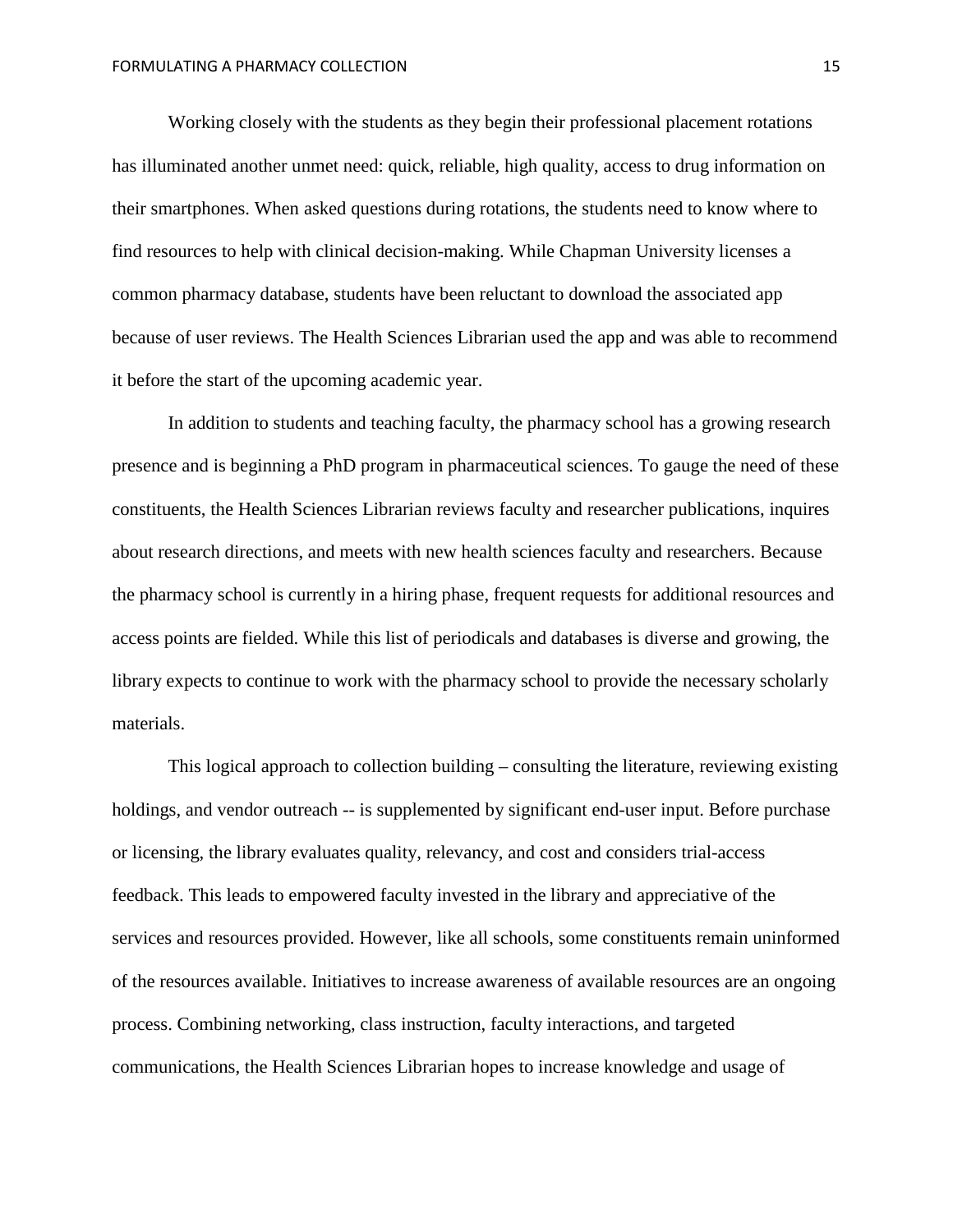Working closely with the students as they begin their professional placement rotations has illuminated another unmet need: quick, reliable, high quality, access to drug information on their smartphones. When asked questions during rotations, the students need to know where to find resources to help with clinical decision-making. While Chapman University licenses a common pharmacy database, students have been reluctant to download the associated app because of user reviews. The Health Sciences Librarian used the app and was able to recommend it before the start of the upcoming academic year.

In addition to students and teaching faculty, the pharmacy school has a growing research presence and is beginning a PhD program in pharmaceutical sciences. To gauge the need of these constituents, the Health Sciences Librarian reviews faculty and researcher publications, inquires about research directions, and meets with new health sciences faculty and researchers. Because the pharmacy school is currently in a hiring phase, frequent requests for additional resources and access points are fielded. While this list of periodicals and databases is diverse and growing, the library expects to continue to work with the pharmacy school to provide the necessary scholarly materials.

This logical approach to collection building – consulting the literature, reviewing existing holdings, and vendor outreach -- is supplemented by significant end-user input. Before purchase or licensing, the library evaluates quality, relevancy, and cost and considers trial-access feedback. This leads to empowered faculty invested in the library and appreciative of the services and resources provided. However, like all schools, some constituents remain uninformed of the resources available. Initiatives to increase awareness of available resources are an ongoing process. Combining networking, class instruction, faculty interactions, and targeted communications, the Health Sciences Librarian hopes to increase knowledge and usage of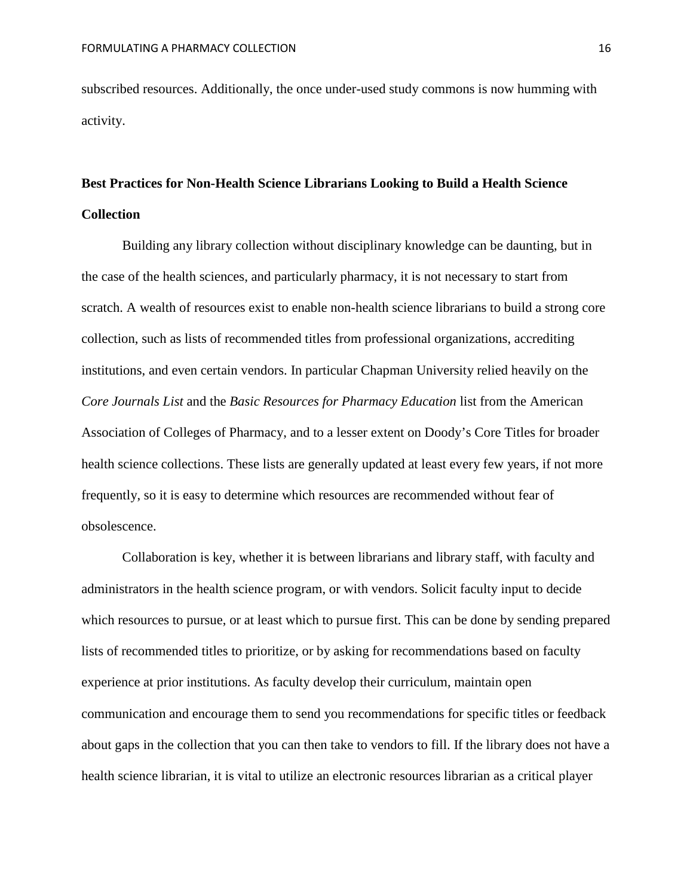subscribed resources. Additionally, the once under-used study commons is now humming with activity.

## Best Practices for Non-Health Science Librarians Looking to Build a Health Science Collection

Building any library collection without disciplinary knowledge can be daunting, but in the case of the health sciences, and particularly pharmacy, it is not necessary to start from scratch. A wealth of resources exist to enable non-health science librarians to build a strong core collection, such as lists of recommended titles from professional organizations, accrediting institutions, and even certain vendors. In particular Chapman University relied heavily on the *Core Journals List* and the *Basic Resources for Pharmacy Education* list from the American Association of Colleges of Pharmacy, and to a lesser extent on Doody's Core Titles for broader health science collections. These lists are generally updated at least every few years, if not more frequently, so it is easy to determine which resources are recommended without fear of obsolescence.

Collaboration is key, whether it is between librarians and library staff, with faculty and administrators in the health science program, or with vendors. Solicit faculty input to decide which resources to pursue, or at least which to pursue first. This can be done by sending prepared lists of recommended titles to prioritize, or by asking for recommendations based on faculty experience at prior institutions. As faculty develop their curriculum, maintain open communication and encourage them to send you recommendations for specific titles or feedback about gaps in the collection that you can then take to vendors to fill. If the library does not have a health science librarian, it is vital to utilize an electronic resources librarian as a critical player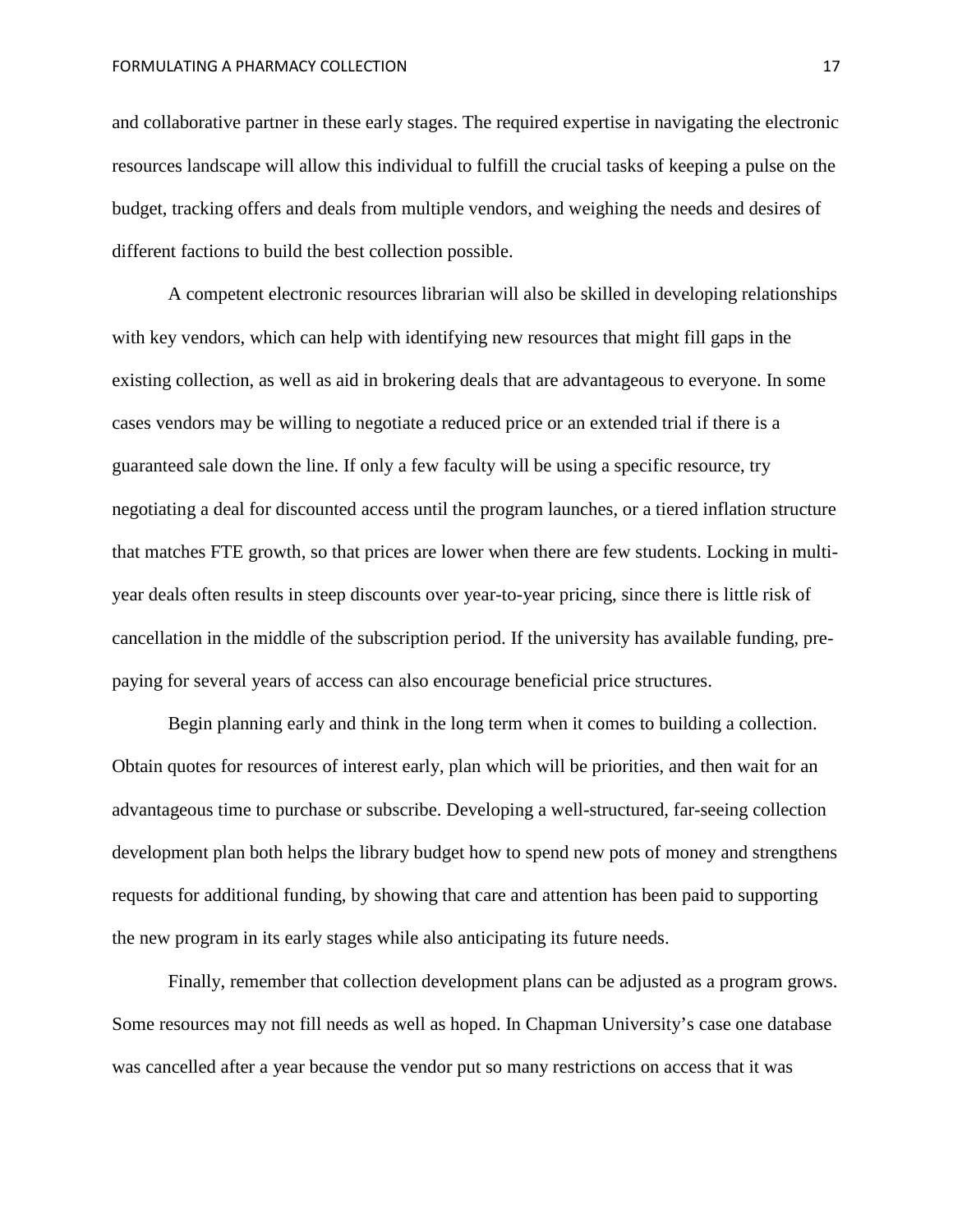and collaborative partner in these early stages. The required expertise in navigating the electronic resources landscape will allow this individual to fulfill the crucial tasks of keeping a pulse on the budget, tracking offers and deals from multiple vendors, and weighing the needs and desires of different factions to build the best collection possible.

A competent electronic resources librarian will also be skilled in developing relationships with key vendors, which can help with identifying new resources that might fill gaps in the existing collection, as well as aid in brokering deals that are advantageous to everyone. In some cases vendors may be willing to negotiate a reduced price or an extended trial if there is a guaranteed sale down the line. If only a few faculty will be using a specific resource, try negotiating a deal for discounted access until the program launches, or a tiered inflation structure that matches FTE growth, so that prices are lower when there are few students. Locking in multi-year deals often results in steep discounts over year-to-year pricing, since there is little risk of cancellation in the middle of the subscription period. If the university has available funding, pre-paying for several years of access can also encourage beneficial price structures.

Begin planning early and think in the long term when it comes to building a collection. Obtain quotes for resources of interest early, plan which will be priorities, and then wait for an advantageous time to purchase or subscribe. Developing a well-structured, far-seeing collection development plan both helps the library budget how to spend new pots of money and strengthens requests for additional funding, by showing that care and attention has been paid to supporting the new program in its early stages while also anticipating its future needs.

Finally, remember that collection development plans can be adjusted as a program grows. Some resources may not fill needs as well as hoped. In Chapman University's case one database was cancelled after a year because the vendor put so many restrictions on access that it was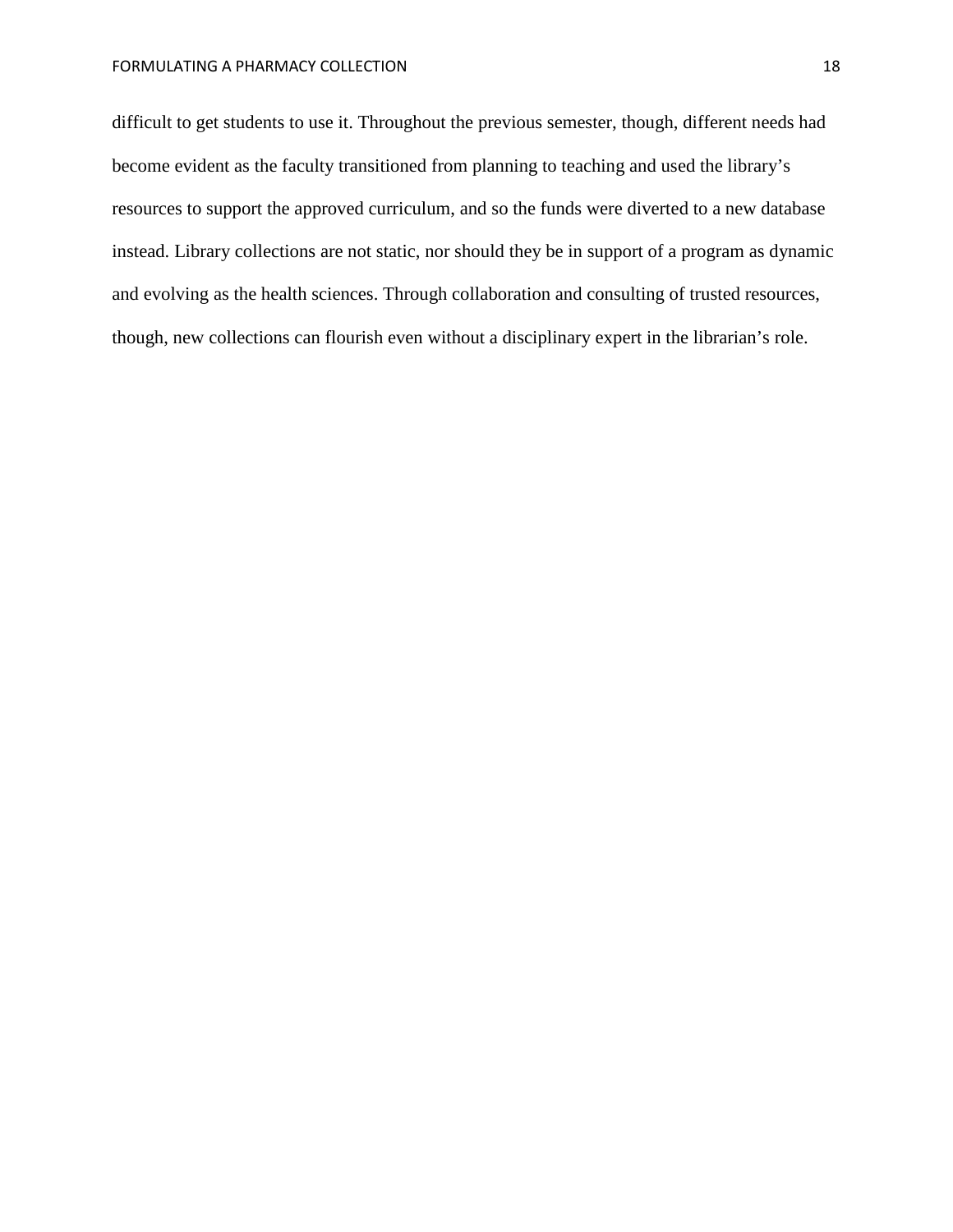difficult to get students to use it. Throughout the previous semester, though, different needs had become evident as the faculty transitioned from planning to teaching and used the library's resources to support the approved curriculum, and so the funds were diverted to a new database instead. Library collections are not static, nor should they be in support of a program as dynamic and evolving as the health sciences. Through collaboration and consulting of trusted resources, though, new collections can flourish even without a disciplinary expert in the librarian's role.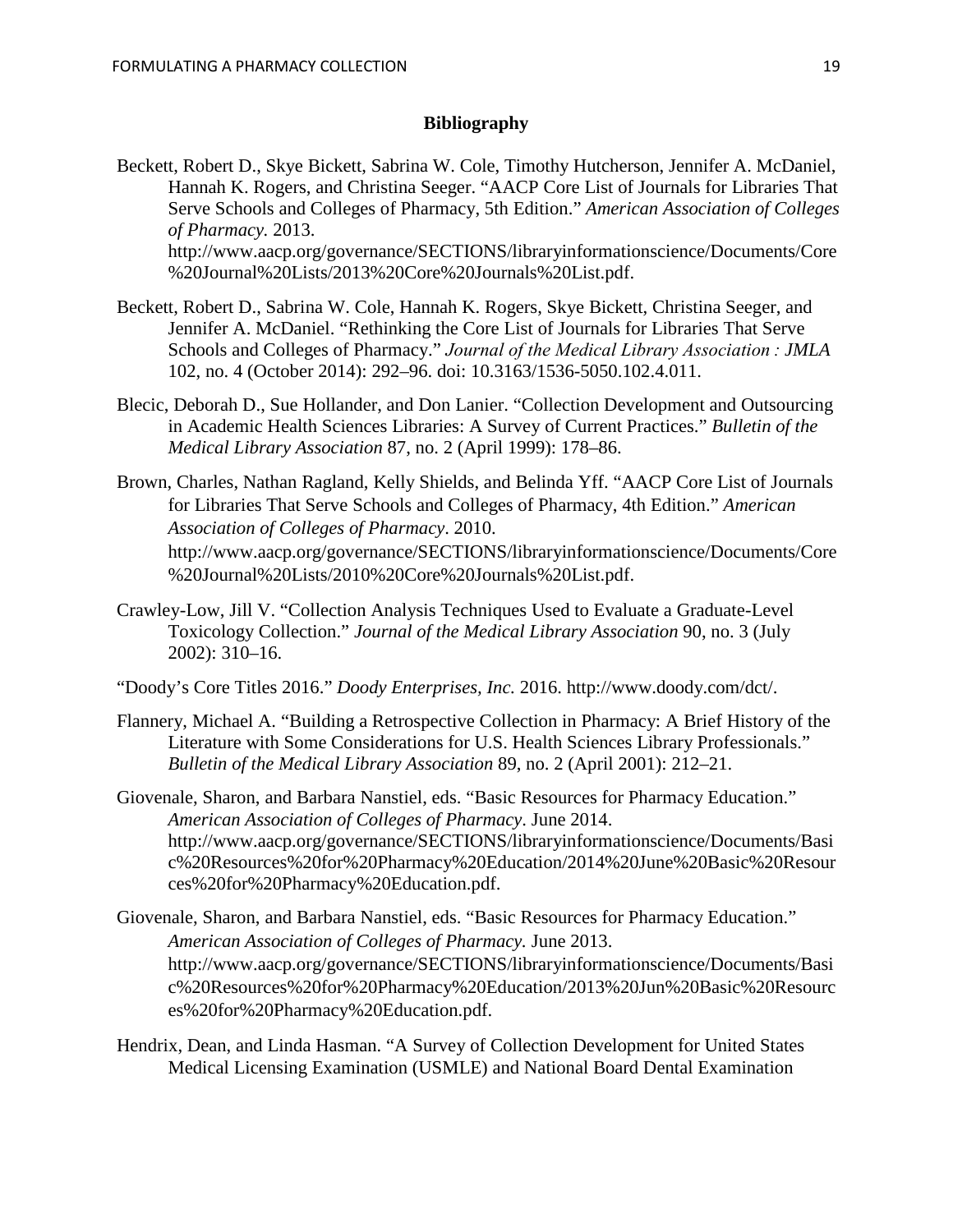**Bibliography**

Beckett, Robert D., Skye Bickett, Sabrina W. Cole, Timothy Hutcherson, Jennifer A. McDaniel, Hannah K. Rogers, and Christina Seeger. "AACP Core List of Journals for Libraries That Serve Schools and Colleges of Pharmacy, 5th Edition." *American Association of Colleges of Pharmacy.* 2013. http://www.aacp.org/governance/SECTIONS/libraryinformationscience/Documents/Core%20Journal%20Lists/2013%20Core%20Journals%20List.pdf.

Beckett, Robert D., Sabrina W. Cole, Hannah K. Rogers, Skye Bickett, Christina Seeger, and Jennifer A. McDaniel. "Rethinking the Core List of Journals for Libraries That Serve Schools and Colleges of Pharmacy." *Journal of the Medical Library Association : JMLA* 102, no. 4 (October 2014): 292–96. doi: 10.3163/1536-5050.102.4.011.

Blecic, Deborah D., Sue Hollander, and Don Lanier. "Collection Development and Outsourcing in Academic Health Sciences Libraries: A Survey of Current Practices." *Bulletin of the Medical Library Association* 87, no. 2 (April 1999): 178–86.

Brown, Charles, Nathan Ragland, Kelly Shields, and Belinda Yff. "AACP Core List of Journals for Libraries That Serve Schools and Colleges of Pharmacy, 4th Edition." *American Association of Colleges of Pharmacy*. 2010. http://www.aacp.org/governance/SECTIONS/libraryinformationscience/Documents/Core%20Journal%20Lists/2010%20Core%20Journals%20List.pdf.

Crawley-Low, Jill V. "Collection Analysis Techniques Used to Evaluate a Graduate-Level Toxicology Collection." *Journal of the Medical Library Association* 90, no. 3 (July 2002): 310–16.

"Doody's Core Titles 2016." *Doody Enterprises, Inc.* 2016. http://www.doody.com/dct/.

Flannery, Michael A. "Building a Retrospective Collection in Pharmacy: A Brief History of the Literature with Some Considerations for U.S. Health Sciences Library Professionals." *Bulletin of the Medical Library Association* 89, no. 2 (April 2001): 212–21.

Giovenale, Sharon, and Barbara Nanstiel, eds. "Basic Resources for Pharmacy Education." *American Association of Colleges of Pharmacy*. June 2014. http://www.aacp.org/governance/SECTIONS/libraryinformationscience/Documents/Basic%20Resources%20for%20Pharmacy%20Education/2014%20June%20Basic%20Resources%20for%20Pharmacy%20Education.pdf.

Giovenale, Sharon, and Barbara Nanstiel, eds. "Basic Resources for Pharmacy Education." *American Association of Colleges of Pharmacy.* June 2013. http://www.aacp.org/governance/SECTIONS/libraryinformationscience/Documents/Basic%20Resources%20for%20Pharmacy%20Education/2013%20Jun%20Basic%20Resources%20for%20Pharmacy%20Education.pdf.

Hendrix, Dean, and Linda Hasman. "A Survey of Collection Development for United States Medical Licensing Examination (USMLE) and National Board Dental Examination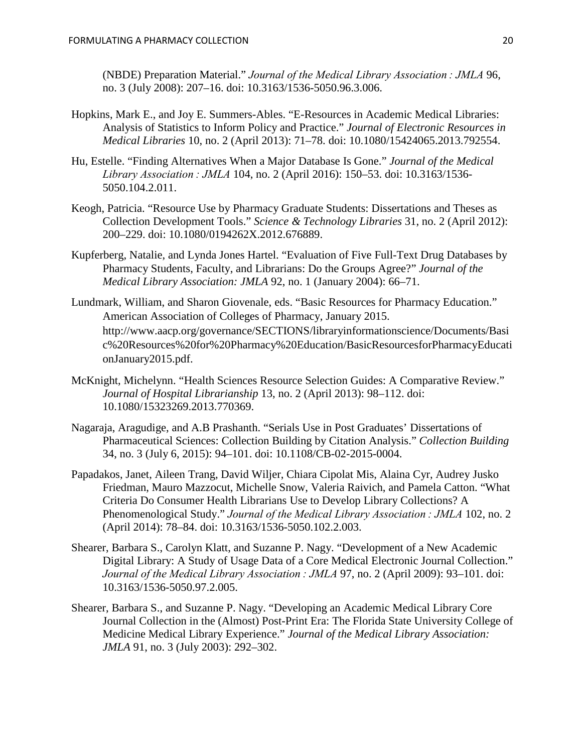(NBDE) Preparation Material." *Journal of the Medical Library Association : JMLA* 96, no. 3 (July 2008): 207–16. doi: 10.3163/1536-5050.96.3.006.

Hopkins, Mark E., and Joy E. Summers-Ables. "E-Resources in Academic Medical Libraries: Analysis of Statistics to Inform Policy and Practice." *Journal of Electronic Resources in Medical Libraries* 10, no. 2 (April 2013): 71–78. doi: 10.1080/15424065.2013.792554.

Hu, Estelle. "Finding Alternatives When a Major Database Is Gone." *Journal of the Medical Library Association : JMLA* 104, no. 2 (April 2016): 150–53. doi: 10.3163/1536-5050.104.2.011.

Keogh, Patricia. "Resource Use by Pharmacy Graduate Students: Dissertations and Theses as Collection Development Tools." *Science & Technology Libraries* 31, no. 2 (April 2012): 200–229. doi: 10.1080/0194262X.2012.676889.

Kupferberg, Natalie, and Lynda Jones Hartel. "Evaluation of Five Full-Text Drug Databases by Pharmacy Students, Faculty, and Librarians: Do the Groups Agree?" *Journal of the Medical Library Association: JMLA* 92, no. 1 (January 2004): 66–71.

Lundmark, William, and Sharon Giovenale, eds. "Basic Resources for Pharmacy Education." American Association of Colleges of Pharmacy, January 2015. http://www.aacp.org/governance/SECTIONS/libraryinformationscience/Documents/Basic%20Resources%20for%20Pharmacy%20Education/BasicResourcesforPharmacyEducationJanuary2015.pdf.

McKnight, Michelynn. "Health Sciences Resource Selection Guides: A Comparative Review." *Journal of Hospital Librarianship* 13, no. 2 (April 2013): 98–112. doi: 10.1080/15323269.2013.770369.

Nagaraja, Aragudige, and A.B Prashanth. "Serials Use in Post Graduates' Dissertations of Pharmaceutical Sciences: Collection Building by Citation Analysis." *Collection Building* 34, no. 3 (July 6, 2015): 94–101. doi: 10.1108/CB-02-2015-0004.

Papadakos, Janet, Aileen Trang, David Wiljer, Chiara Cipolat Mis, Alaina Cyr, Audrey Jusko Friedman, Mauro Mazzocut, Michelle Snow, Valeria Raivich, and Pamela Catton. "What Criteria Do Consumer Health Librarians Use to Develop Library Collections? A Phenomenological Study." *Journal of the Medical Library Association : JMLA* 102, no. 2 (April 2014): 78–84. doi: 10.3163/1536-5050.102.2.003.

Shearer, Barbara S., Carolyn Klatt, and Suzanne P. Nagy. "Development of a New Academic Digital Library: A Study of Usage Data of a Core Medical Electronic Journal Collection." *Journal of the Medical Library Association : JMLA* 97, no. 2 (April 2009): 93–101. doi: 10.3163/1536-5050.97.2.005.

Shearer, Barbara S., and Suzanne P. Nagy. "Developing an Academic Medical Library Core Journal Collection in the (Almost) Post-Print Era: The Florida State University College of Medicine Medical Library Experience." *Journal of the Medical Library Association: JMLA* 91, no. 3 (July 2003): 292–302.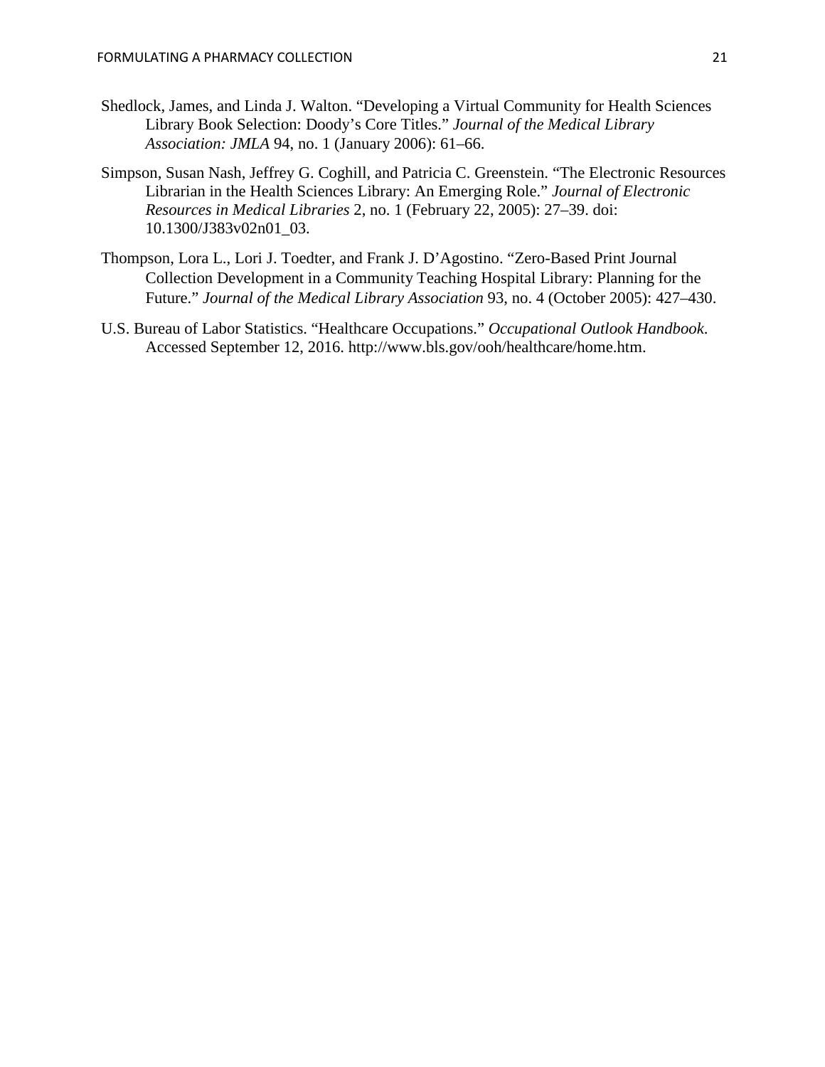Shedlock, James, and Linda J. Walton. "Developing a Virtual Community for Health Sciences Library Book Selection: Doody's Core Titles." *Journal of the Medical Library Association: JMLA* 94, no. 1 (January 2006): 61–66.

Simpson, Susan Nash, Jeffrey G. Coghill, and Patricia C. Greenstein. "The Electronic Resources Librarian in the Health Sciences Library: An Emerging Role." *Journal of Electronic Resources in Medical Libraries* 2, no. 1 (February 22, 2005): 27–39. doi: 10.1300/J383v02n01_03.

Thompson, Lora L., Lori J. Toedter, and Frank J. D'Agostino. "Zero-Based Print Journal Collection Development in a Community Teaching Hospital Library: Planning for the Future." *Journal of the Medical Library Association* 93, no. 4 (October 2005): 427–430.

U.S. Bureau of Labor Statistics. "Healthcare Occupations." *Occupational Outlook Handbook*. Accessed September 12, 2016. http://www.bls.gov/ooh/healthcare/home.htm.